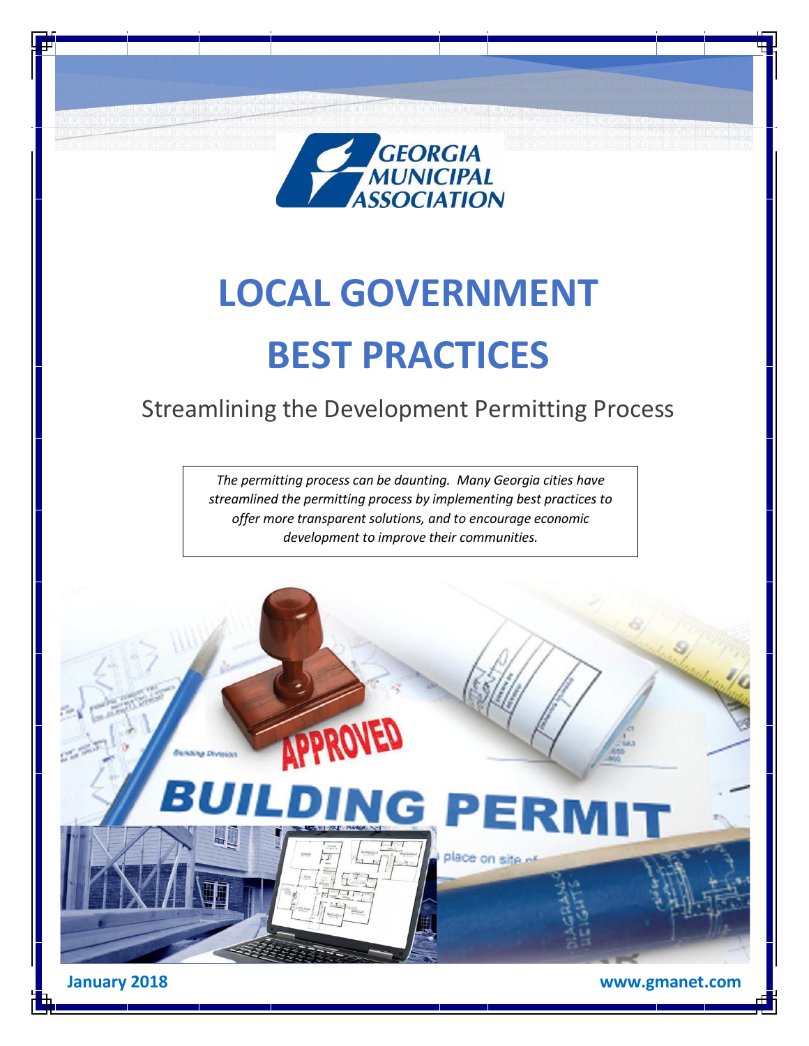GEORGIA MUNICIPAL ASSOCIATION

# LOCAL GOVERNMENT BEST PRACTICES

## Streamlining the Development Permitting Process

*The permitting process can be daunting. Many Georgia cities have streamlined the permitting process by implementing best practices to offer more transparent solutions, and to encourage economic development to improve their communities.*

**January 2018** **www.gmanet.com**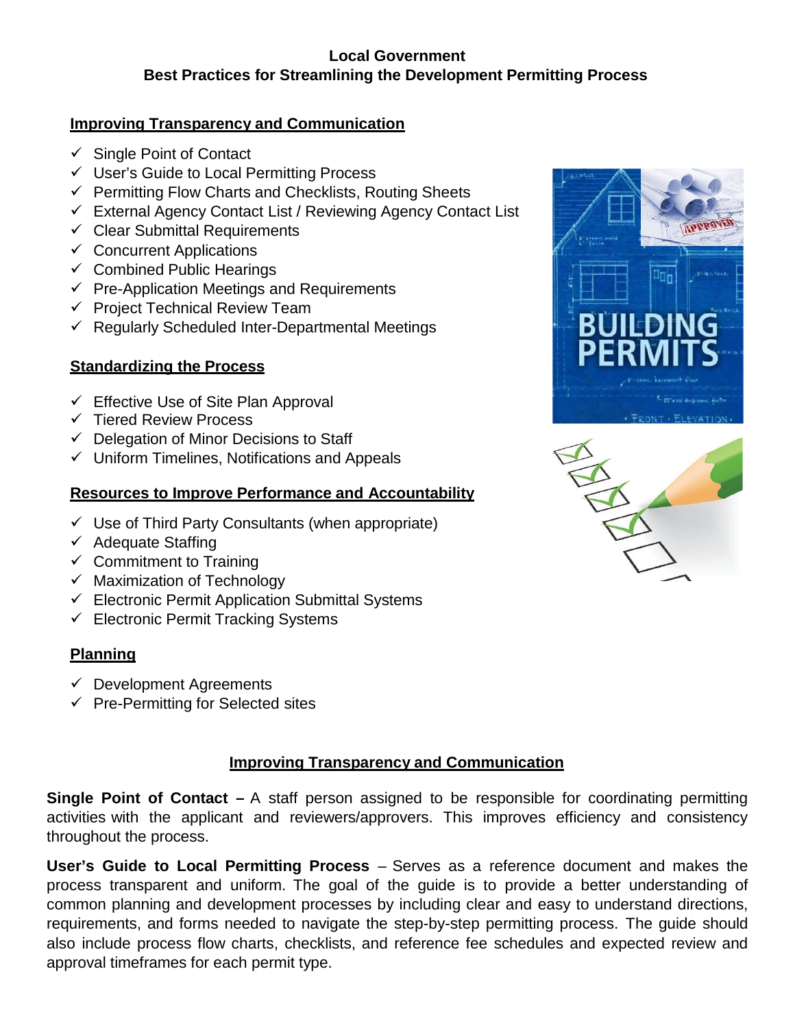**Local Government**
**Best Practices for Streamlining the Development Permitting Process**

## Improving Transparency and Communication

- ✓ Single Point of Contact
- ✓ User's Guide to Local Permitting Process
- ✓ Permitting Flow Charts and Checklists, Routing Sheets
- ✓ External Agency Contact List / Reviewing Agency Contact List
- ✓ Clear Submittal Requirements
- ✓ Concurrent Applications
- ✓ Combined Public Hearings
- ✓ Pre-Application Meetings and Requirements
- ✓ Project Technical Review Team
- ✓ Regularly Scheduled Inter-Departmental Meetings

## Standardizing the Process

- ✓ Effective Use of Site Plan Approval
- ✓ Tiered Review Process
- ✓ Delegation of Minor Decisions to Staff
- ✓ Uniform Timelines, Notifications and Appeals

## Resources to Improve Performance and Accountability

- ✓ Use of Third Party Consultants (when appropriate)
- ✓ Adequate Staffing
- ✓ Commitment to Training
- ✓ Maximization of Technology
- ✓ Electronic Permit Application Submittal Systems
- ✓ Electronic Permit Tracking Systems

## Planning

- ✓ Development Agreements
- ✓ Pre-Permitting for Selected sites

## Improving Transparency and Communication

**Single Point of Contact –** A staff person assigned to be responsible for coordinating permitting activities with the applicant and reviewers/approvers. This improves efficiency and consistency throughout the process.

**User's Guide to Local Permitting Process** – Serves as a reference document and makes the process transparent and uniform. The goal of the guide is to provide a better understanding of common planning and development processes by including clear and easy to understand directions, requirements, and forms needed to navigate the step-by-step permitting process. The guide should also include process flow charts, checklists, and reference fee schedules and expected review and approval timeframes for each permit type.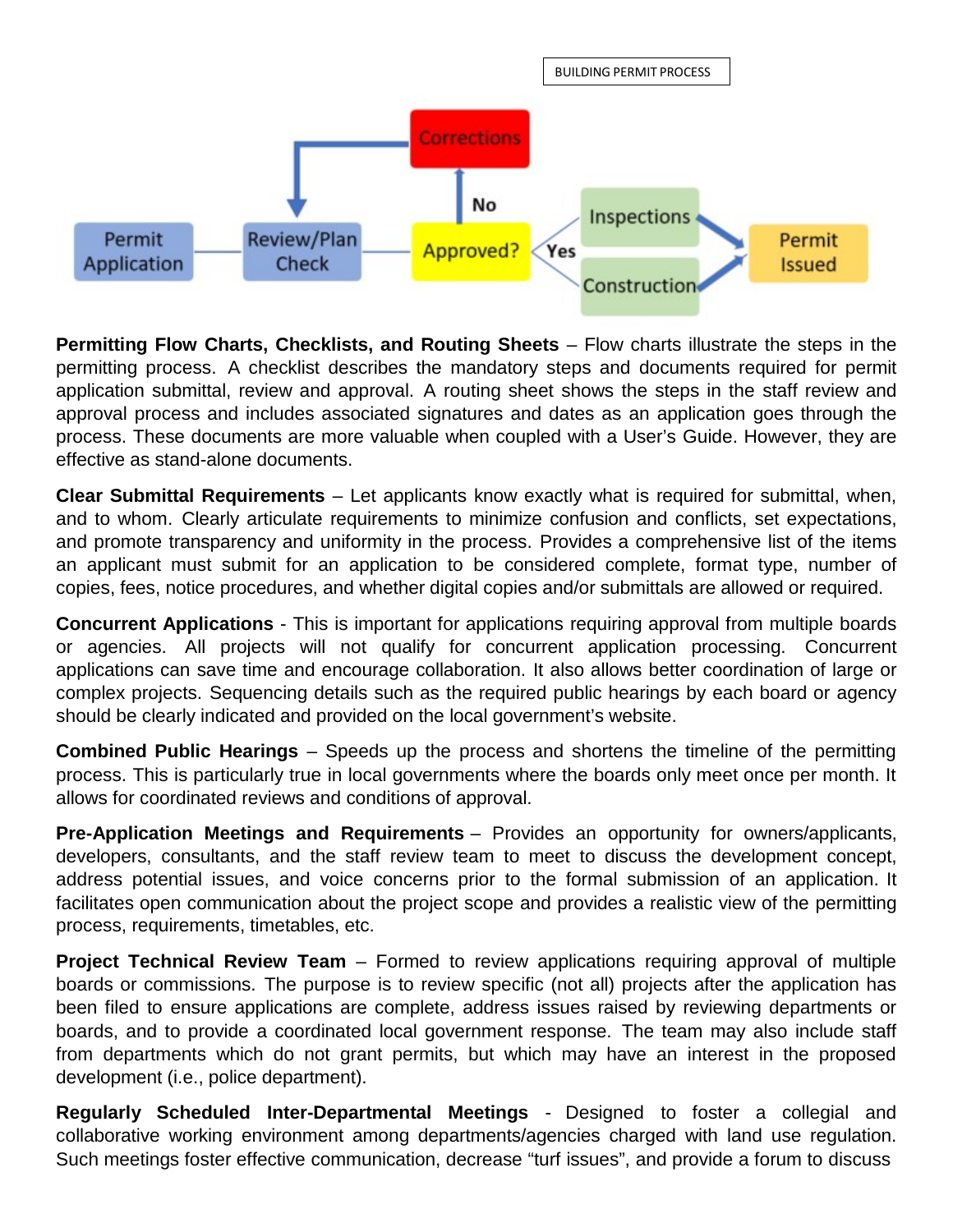BUILDING PERMIT PROCESS

Permit Application → Review/Plan Check → Approved? → No → Corrections → Review/Plan Check

Approved? → Yes → Inspections / Construction → Permit Issued

**Permitting Flow Charts, Checklists, and Routing Sheets** – Flow charts illustrate the steps in the permitting process. A checklist describes the mandatory steps and documents required for permit application submittal, review and approval. A routing sheet shows the steps in the staff review and approval process and includes associated signatures and dates as an application goes through the process. These documents are more valuable when coupled with a User's Guide. However, they are effective as stand-alone documents.

**Clear Submittal Requirements** – Let applicants know exactly what is required for submittal, when, and to whom. Clearly articulate requirements to minimize confusion and conflicts, set expectations, and promote transparency and uniformity in the process. Provides a comprehensive list of the items an applicant must submit for an application to be considered complete, format type, number of copies, fees, notice procedures, and whether digital copies and/or submittals are allowed or required.

**Concurrent Applications** - This is important for applications requiring approval from multiple boards or agencies. All projects will not qualify for concurrent application processing. Concurrent applications can save time and encourage collaboration. It also allows better coordination of large or complex projects. Sequencing details such as the required public hearings by each board or agency should be clearly indicated and provided on the local government's website.

**Combined Public Hearings** – Speeds up the process and shortens the timeline of the permitting process. This is particularly true in local governments where the boards only meet once per month. It allows for coordinated reviews and conditions of approval.

**Pre-Application Meetings and Requirements** – Provides an opportunity for owners/applicants, developers, consultants, and the staff review team to meet to discuss the development concept, address potential issues, and voice concerns prior to the formal submission of an application. It facilitates open communication about the project scope and provides a realistic view of the permitting process, requirements, timetables, etc.

**Project Technical Review Team** – Formed to review applications requiring approval of multiple boards or commissions. The purpose is to review specific (not all) projects after the application has been filed to ensure applications are complete, address issues raised by reviewing departments or boards, and to provide a coordinated local government response. The team may also include staff from departments which do not grant permits, but which may have an interest in the proposed development (i.e., police department).

**Regularly Scheduled Inter-Departmental Meetings** - Designed to foster a collegial and collaborative working environment among departments/agencies charged with land use regulation. Such meetings foster effective communication, decrease "turf issues", and provide a forum to discuss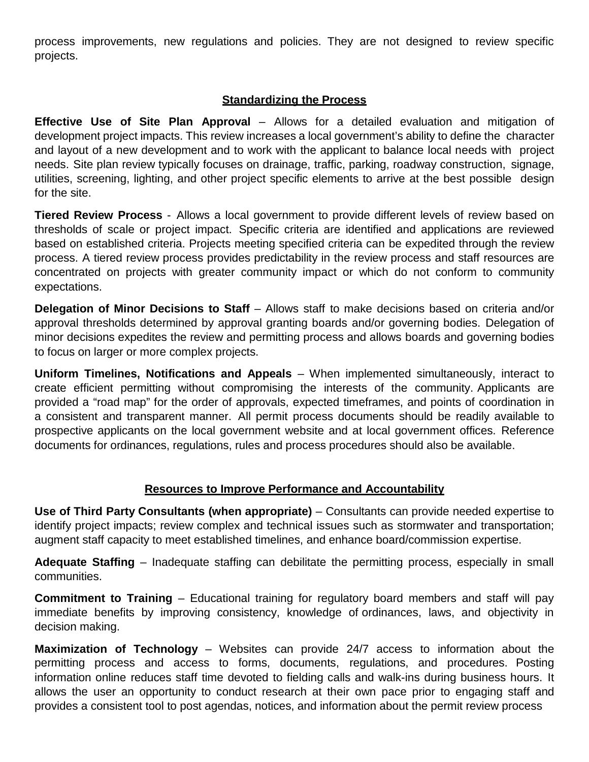process improvements, new regulations and policies. They are not designed to review specific projects.

## Standardizing the Process

**Effective Use of Site Plan Approval** – Allows for a detailed evaluation and mitigation of development project impacts. This review increases a local government's ability to define the character and layout of a new development and to work with the applicant to balance local needs with project needs. Site plan review typically focuses on drainage, traffic, parking, roadway construction, signage, utilities, screening, lighting, and other project specific elements to arrive at the best possible design for the site.

**Tiered Review Process** - Allows a local government to provide different levels of review based on thresholds of scale or project impact. Specific criteria are identified and applications are reviewed based on established criteria. Projects meeting specified criteria can be expedited through the review process. A tiered review process provides predictability in the review process and staff resources are concentrated on projects with greater community impact or which do not conform to community expectations.

**Delegation of Minor Decisions to Staff** – Allows staff to make decisions based on criteria and/or approval thresholds determined by approval granting boards and/or governing bodies. Delegation of minor decisions expedites the review and permitting process and allows boards and governing bodies to focus on larger or more complex projects.

**Uniform Timelines, Notifications and Appeals** – When implemented simultaneously, interact to create efficient permitting without compromising the interests of the community. Applicants are provided a "road map" for the order of approvals, expected timeframes, and points of coordination in a consistent and transparent manner. All permit process documents should be readily available to prospective applicants on the local government website and at local government offices. Reference documents for ordinances, regulations, rules and process procedures should also be available.

## Resources to Improve Performance and Accountability

**Use of Third Party Consultants (when appropriate)** – Consultants can provide needed expertise to identify project impacts; review complex and technical issues such as stormwater and transportation; augment staff capacity to meet established timelines, and enhance board/commission expertise.

**Adequate Staffing** – Inadequate staffing can debilitate the permitting process, especially in small communities.

**Commitment to Training** – Educational training for regulatory board members and staff will pay immediate benefits by improving consistency, knowledge of ordinances, laws, and objectivity in decision making.

**Maximization of Technology** – Websites can provide 24/7 access to information about the permitting process and access to forms, documents, regulations, and procedures. Posting information online reduces staff time devoted to fielding calls and walk-ins during business hours. It allows the user an opportunity to conduct research at their own pace prior to engaging staff and provides a consistent tool to post agendas, notices, and information about the permit review process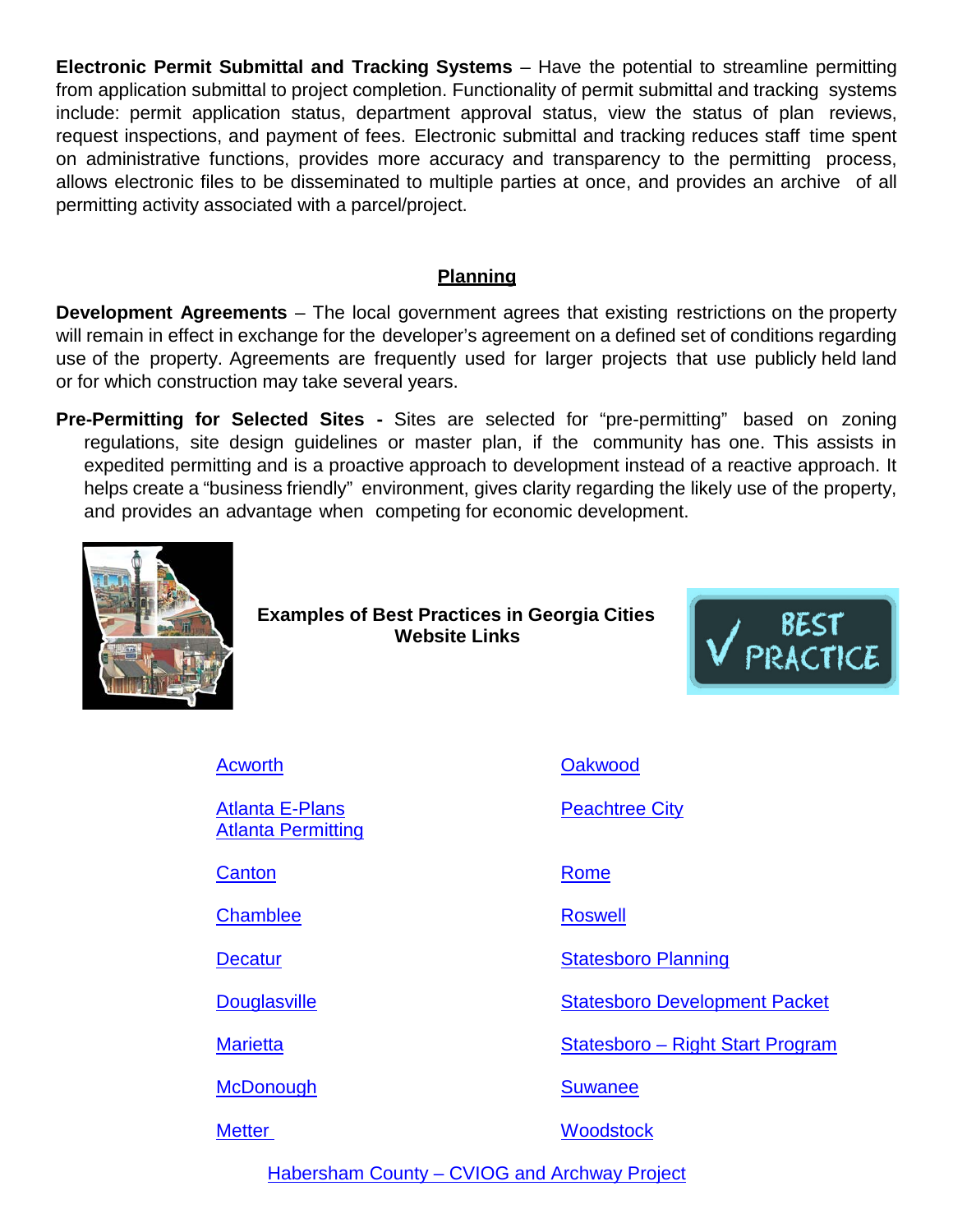**Electronic Permit Submittal and Tracking Systems** – Have the potential to streamline permitting from application submittal to project completion. Functionality of permit submittal and tracking systems include: permit application status, department approval status, view the status of plan reviews, request inspections, and payment of fees. Electronic submittal and tracking reduces staff time spent on administrative functions, provides more accuracy and transparency to the permitting process, allows electronic files to be disseminated to multiple parties at once, and provides an archive of all permitting activity associated with a parcel/project.

## Planning

**Development Agreements** – The local government agrees that existing restrictions on the property will remain in effect in exchange for the developer's agreement on a defined set of conditions regarding use of the property. Agreements are frequently used for larger projects that use publicly held land or for which construction may take several years.

**Pre-Permitting for Selected Sites -** Sites are selected for "pre-permitting" based on zoning regulations, site design guidelines or master plan, if the community has one. This assists in expedited permitting and is a proactive approach to development instead of a reactive approach. It helps create a "business friendly" environment, gives clarity regarding the likely use of the property, and provides an advantage when competing for economic development.

**Examples of Best Practices in Georgia Cities Website Links**

- Acworth
- Atlanta E-Plans
- Atlanta Permitting
- Canton
- Chamblee
- Decatur
- Douglasville
- Marietta
- McDonough
- Metter
- Oakwood
- Peachtree City
- Rome
- Roswell
- Statesboro Planning
- Statesboro Development Packet
- Statesboro – Right Start Program
- Suwanee
- Woodstock

Habersham County – CVIOG and Archway Project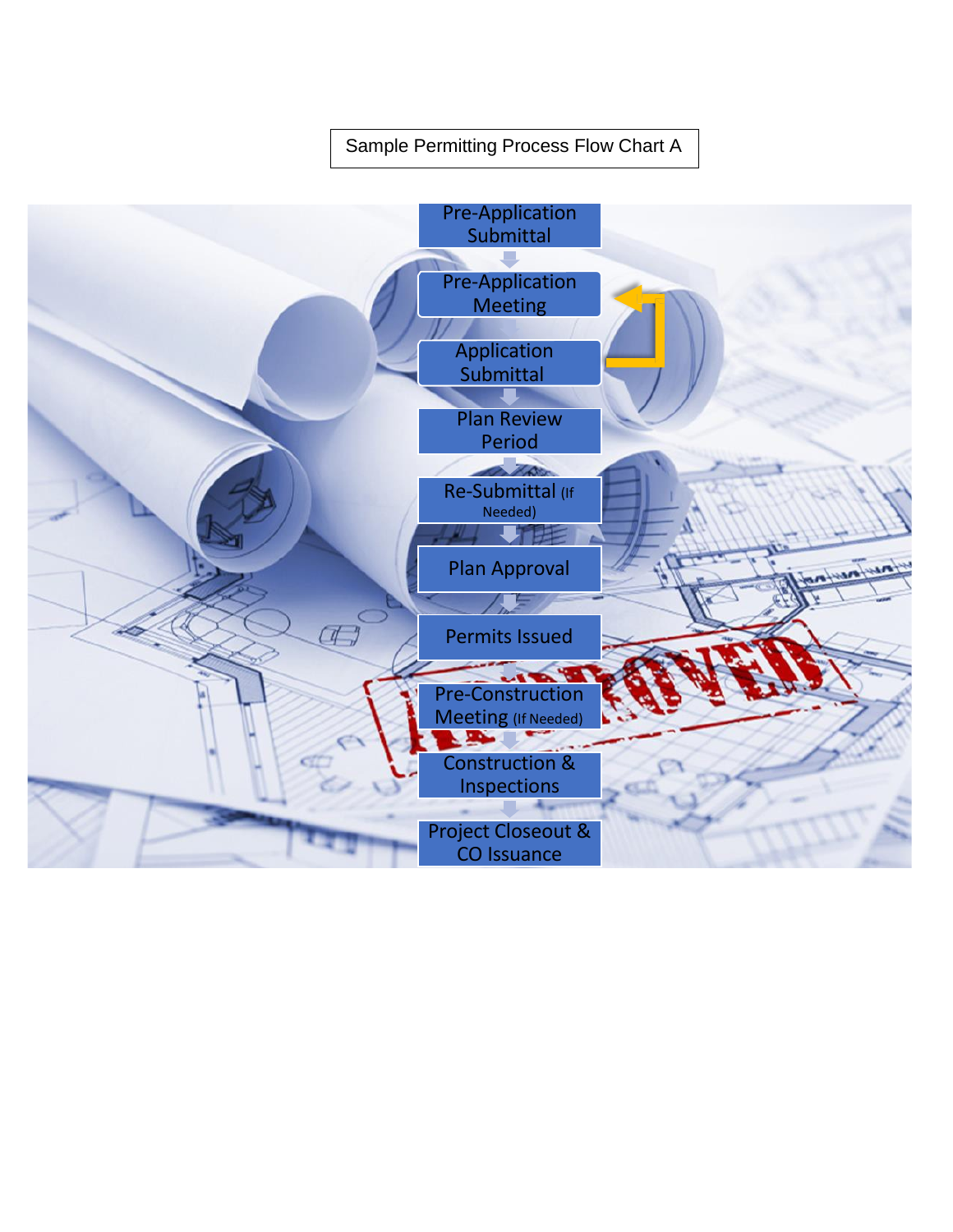Sample Permitting Process Flow Chart A

- Pre-Application Submittal
- Pre-Application Meeting
- Application Submittal
- Plan Review Period
- Re-Submittal (If Needed)
- Plan Approval
- Permits Issued
- Pre-Construction Meeting (If Needed)
- Construction & Inspections
- Project Closeout & CO Issuance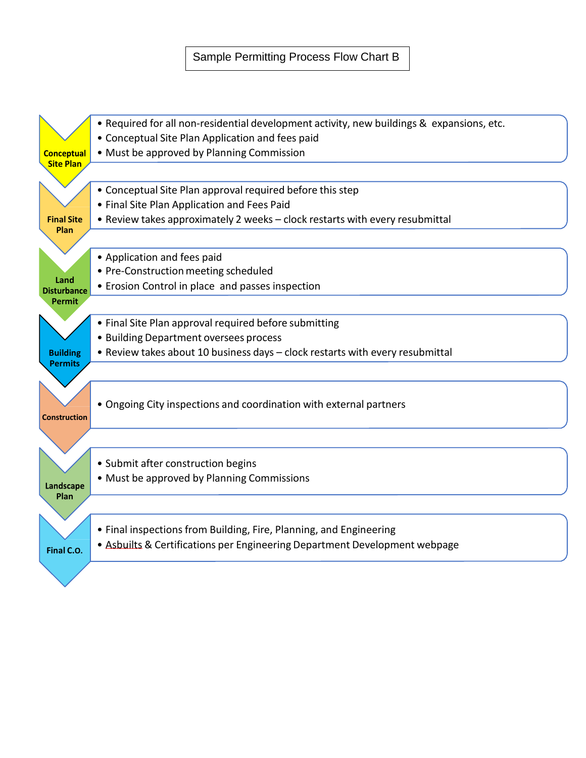# Sample Permitting Process Flow Chart B

### Conceptual Site Plan

- Required for all non-residential development activity, new buildings & expansions, etc.
- Conceptual Site Plan Application and fees paid
- Must be approved by Planning Commission

### Final Site Plan

- Conceptual Site Plan approval required before this step
- Final Site Plan Application and Fees Paid
- Review takes approximately 2 weeks – clock restarts with every resubmittal

### Land Disturbance Permit

- Application and fees paid
- Pre-Construction meeting scheduled
- Erosion Control in place and passes inspection

### Building Permits

- Final Site Plan approval required before submitting
- Building Department oversees process
- Review takes about 10 business days – clock restarts with every resubmittal

### Construction

- Ongoing City inspections and coordination with external partners

### Landscape Plan

- Submit after construction begins
- Must be approved by Planning Commissions

### Final C.O.

- Final inspections from Building, Fire, Planning, and Engineering
- Asbuilts & Certifications per Engineering Department Development webpage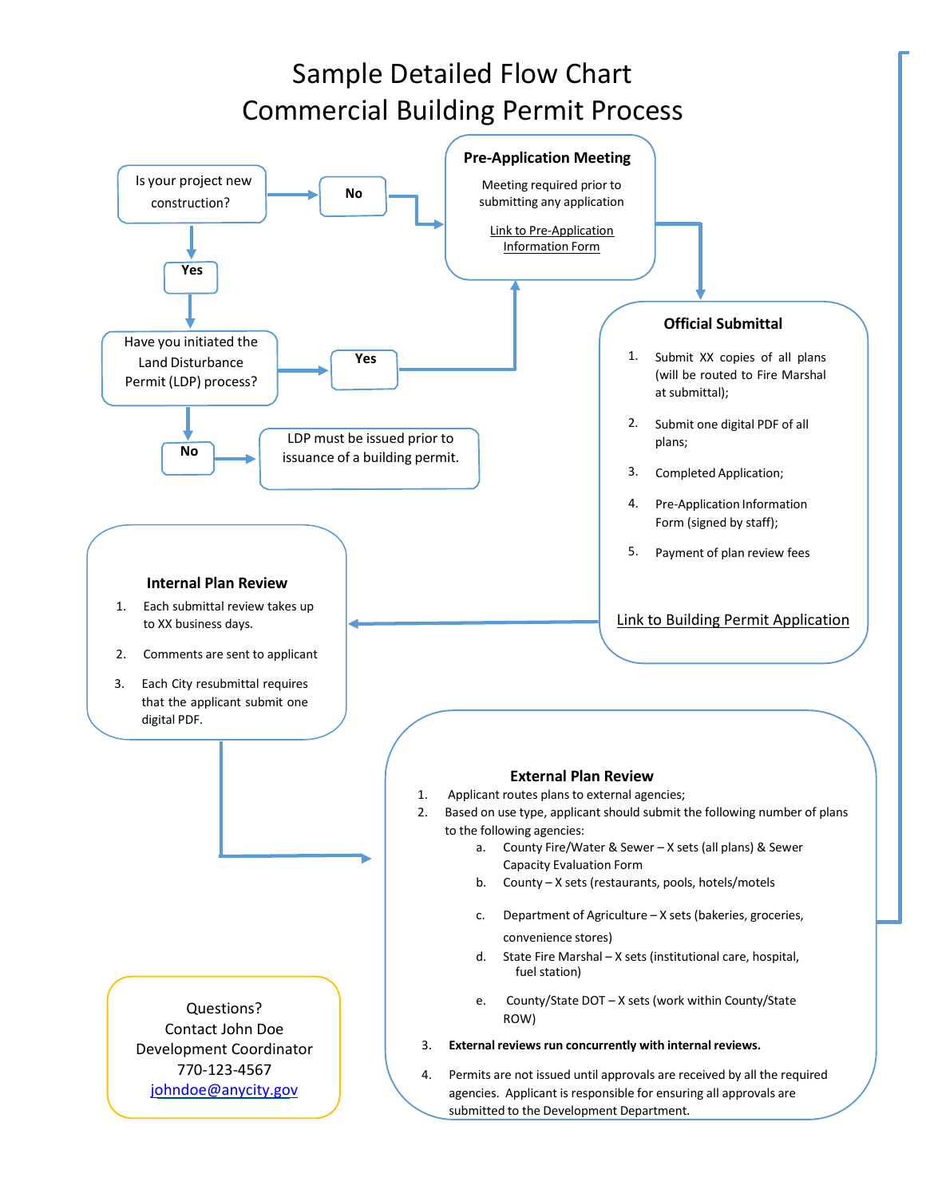# Sample Detailed Flow Chart
# Commercial Building Permit Process

Is your project new construction?

- No → Pre-Application Meeting
- Yes → Have you initiated the Land Disturbance Permit (LDP) process?
  - Yes → Pre-Application Meeting
  - No → LDP must be issued prior to issuance of a building permit.

**Pre-Application Meeting**

Meeting required prior to submitting any application

Link to Pre-Application Information Form

**Official Submittal**

1. Submit XX copies of all plans (will be routed to Fire Marshal at submittal);
2. Submit one digital PDF of all plans;
3. Completed Application;
4. Pre-Application Information Form (signed by staff);
5. Payment of plan review fees

Link to Building Permit Application

**Internal Plan Review**

1. Each submittal review takes up to XX business days.
2. Comments are sent to applicant
3. Each City resubmittal requires that the applicant submit one digital PDF.

**External Plan Review**

1. Applicant routes plans to external agencies;
2. Based on use type, applicant should submit the following number of plans to the following agencies:
   a. County Fire/Water & Sewer – X sets (all plans) & Sewer Capacity Evaluation Form
   b. County – X sets (restaurants, pools, hotels/motels
   c. Department of Agriculture – X sets (bakeries, groceries, convenience stores)
   d. State Fire Marshal – X sets (institutional care, hospital, fuel station)
   e. County/State DOT – X sets (work within County/State ROW)
3. **External reviews run concurrently with internal reviews.**
4. Permits are not issued until approvals are received by all the required agencies. Applicant is responsible for ensuring all approvals are submitted to the Development Department.

Questions?
Contact John Doe
Development Coordinator
770-123-4567
johndoe@anycity.gov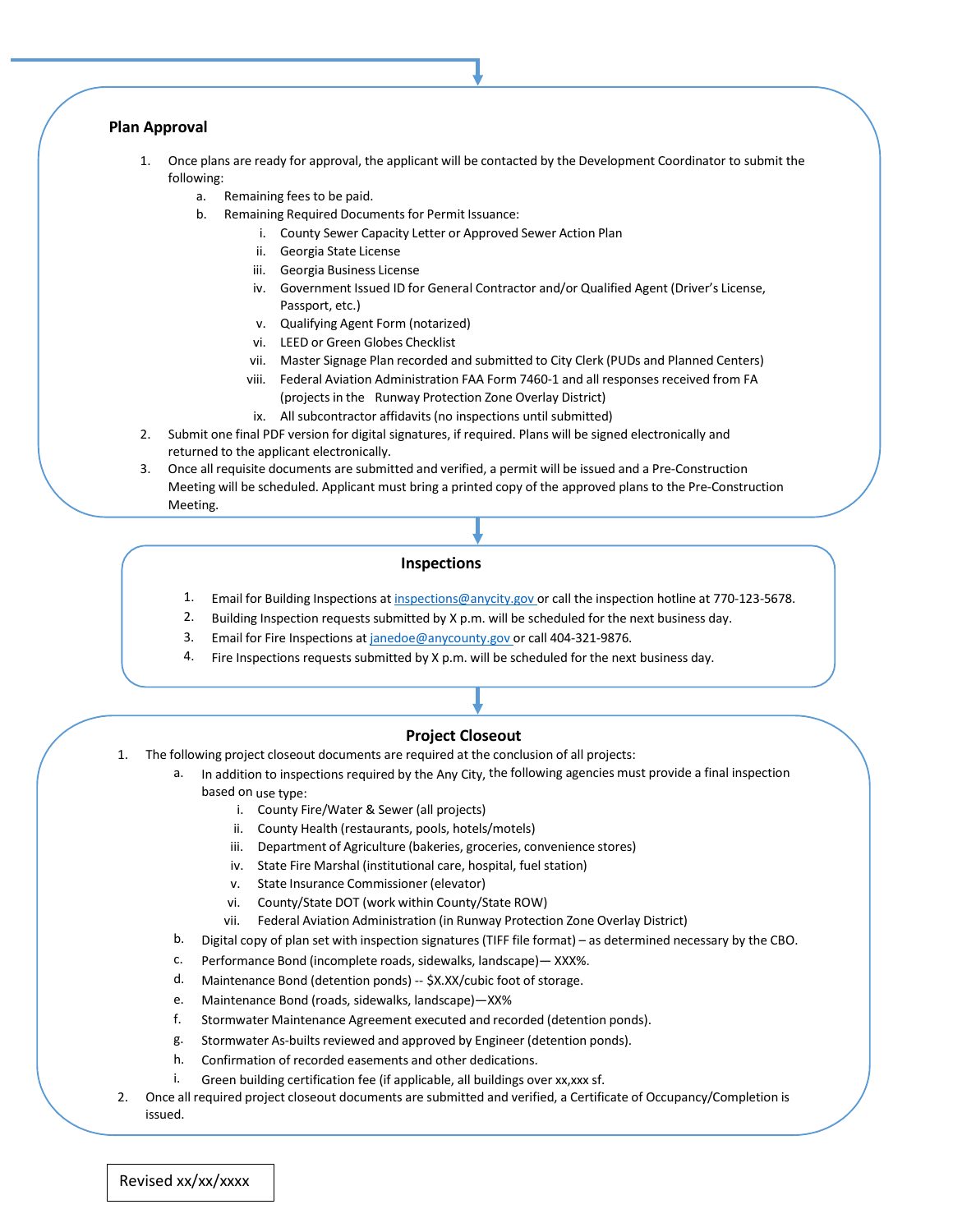## Plan Approval

1. Once plans are ready for approval, the applicant will be contacted by the Development Coordinator to submit the following:
    a. Remaining fees to be paid.
    b. Remaining Required Documents for Permit Issuance:
        i. County Sewer Capacity Letter or Approved Sewer Action Plan
        ii. Georgia State License
        iii. Georgia Business License
        iv. Government Issued ID for General Contractor and/or Qualified Agent (Driver's License, Passport, etc.)
        v. Qualifying Agent Form (notarized)
        vi. LEED or Green Globes Checklist
        vii. Master Signage Plan recorded and submitted to City Clerk (PUDs and Planned Centers)
        viii. Federal Aviation Administration FAA Form 7460-1 and all responses received from FA (projects in the Runway Protection Zone Overlay District)
        ix. All subcontractor affidavits (no inspections until submitted)
2. Submit one final PDF version for digital signatures, if required. Plans will be signed electronically and returned to the applicant electronically.
3. Once all requisite documents are submitted and verified, a permit will be issued and a Pre-Construction Meeting will be scheduled. Applicant must bring a printed copy of the approved plans to the Pre-Construction Meeting.

## Inspections

1. Email for Building Inspections at inspections@anycity.gov or call the inspection hotline at 770-123-5678.
2. Building Inspection requests submitted by X p.m. will be scheduled for the next business day.
3. Email for Fire Inspections at janedoe@anycounty.gov or call 404-321-9876.
4. Fire Inspections requests submitted by X p.m. will be scheduled for the next business day.

## Project Closeout

1. The following project closeout documents are required at the conclusion of all projects:
    a. In addition to inspections required by the Any City, the following agencies must provide a final inspection based on use type:
        i. County Fire/Water & Sewer (all projects)
        ii. County Health (restaurants, pools, hotels/motels)
        iii. Department of Agriculture (bakeries, groceries, convenience stores)
        iv. State Fire Marshal (institutional care, hospital, fuel station)
        v. State Insurance Commissioner (elevator)
        vi. County/State DOT (work within County/State ROW)
        vii. Federal Aviation Administration (in Runway Protection Zone Overlay District)
    b. Digital copy of plan set with inspection signatures (TIFF file format) – as determined necessary by the CBO.
    c. Performance Bond (incomplete roads, sidewalks, landscape)— XXX%.
    d. Maintenance Bond (detention ponds) -- $X.XX/cubic foot of storage.
    e. Maintenance Bond (roads, sidewalks, landscape)—XX%
    f. Stormwater Maintenance Agreement executed and recorded (detention ponds).
    g. Stormwater As-builts reviewed and approved by Engineer (detention ponds).
    h. Confirmation of recorded easements and other dedications.
    i. Green building certification fee (if applicable, all buildings over xx,xxx sf.
2. Once all required project closeout documents are submitted and verified, a Certificate of Occupancy/Completion is issued.

Revised xx/xx/xxxx